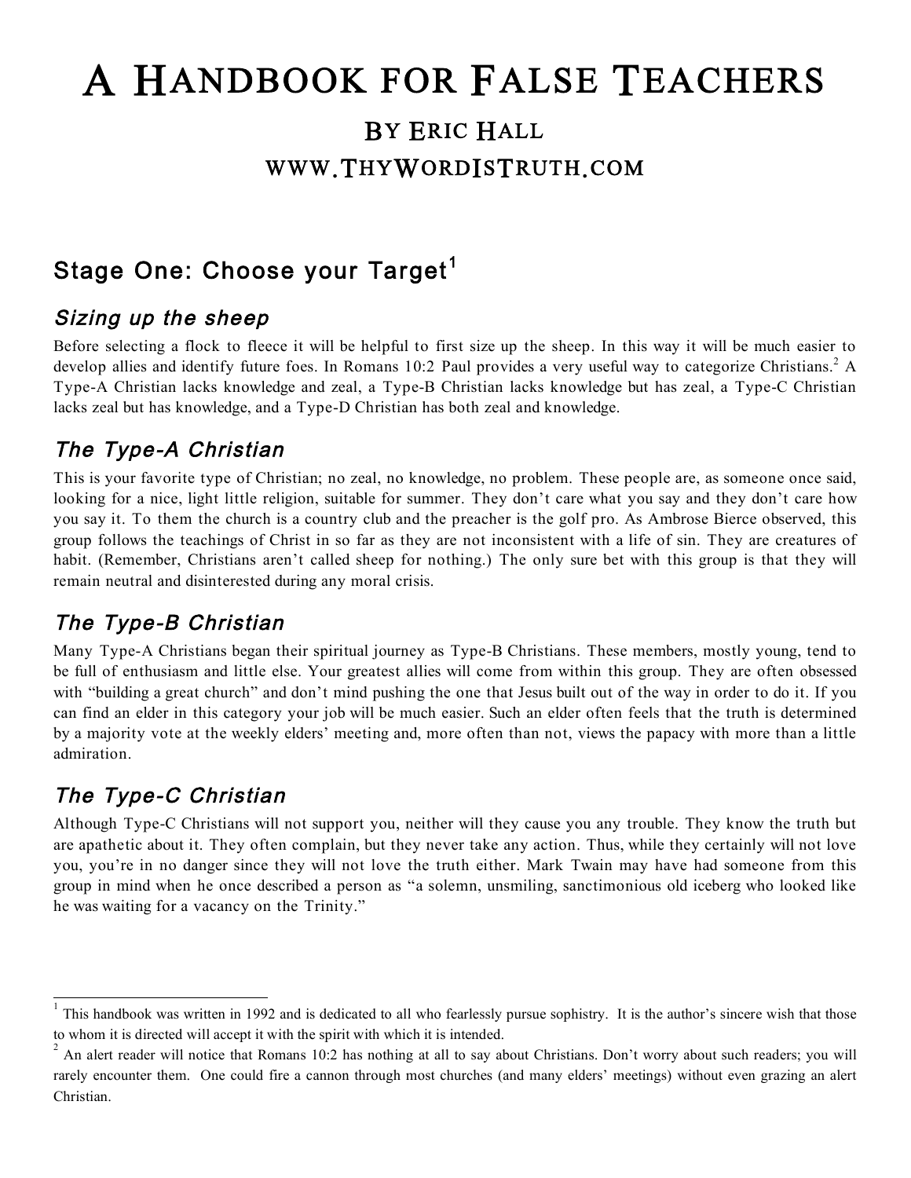# A Handbook for False Teachers

## By Eric Hall

## www.ThyWordIsTruth.com

## Stage One: Choose your Target[1]

### *Sizing up the sheep*

Before selecting a flock to fleece it will be helpful to first size up the sheep. In this way it will be much easier to develop allies and identify future foes. In Romans 10:2 Paul provides a very useful way to categorize Christians.[2] A Type-A Christian lacks knowledge and zeal, a Type-B Christian lacks knowledge but has zeal, a Type-C Christian lacks zeal but has knowledge, and a Type-D Christian has both zeal and knowledge.

### *The Type-A Christian*

This is your favorite type of Christian; no zeal, no knowledge, no problem. These people are, as someone once said, looking for a nice, light little religion, suitable for summer. They don't care what you say and they don't care how you say it. To them the church is a country club and the preacher is the golf pro. As Ambrose Bierce observed, this group follows the teachings of Christ in so far as they are not inconsistent with a life of sin. They are creatures of habit. (Remember, Christians aren't called sheep for nothing.) The only sure bet with this group is that they will remain neutral and disinterested during any moral crisis.

### *The Type-B Christian*

Many Type-A Christians began their spiritual journey as Type-B Christians. These members, mostly young, tend to be full of enthusiasm and little else. Your greatest allies will come from within this group. They are often obsessed with "building a great church" and don't mind pushing the one that Jesus built out of the way in order to do it. If you can find an elder in this category your job will be much easier. Such an elder often feels that the truth is determined by a majority vote at the weekly elders' meeting and, more often than not, views the papacy with more than a little admiration.

### *The Type-C Christian*

Although Type-C Christians will not support you, neither will they cause you any trouble. They know the truth but are apathetic about it. They often complain, but they never take any action. Thus, while they certainly will not love you, you're in no danger since they will not love the truth either. Mark Twain may have had someone from this group in mind when he once described a person as "a solemn, unsmiling, sanctimonious old iceberg who looked like he was waiting for a vacancy on the Trinity."

---

[1] This handbook was written in 1992 and is dedicated to all who fearlessly pursue sophistry. It is the author's sincere wish that those to whom it is directed will accept it with the spirit with which it is intended.

[2] An alert reader will notice that Romans 10:2 has nothing at all to say about Christians. Don't worry about such readers; you will rarely encounter them. One could fire a cannon through most churches (and many elders' meetings) without even grazing an alert Christian.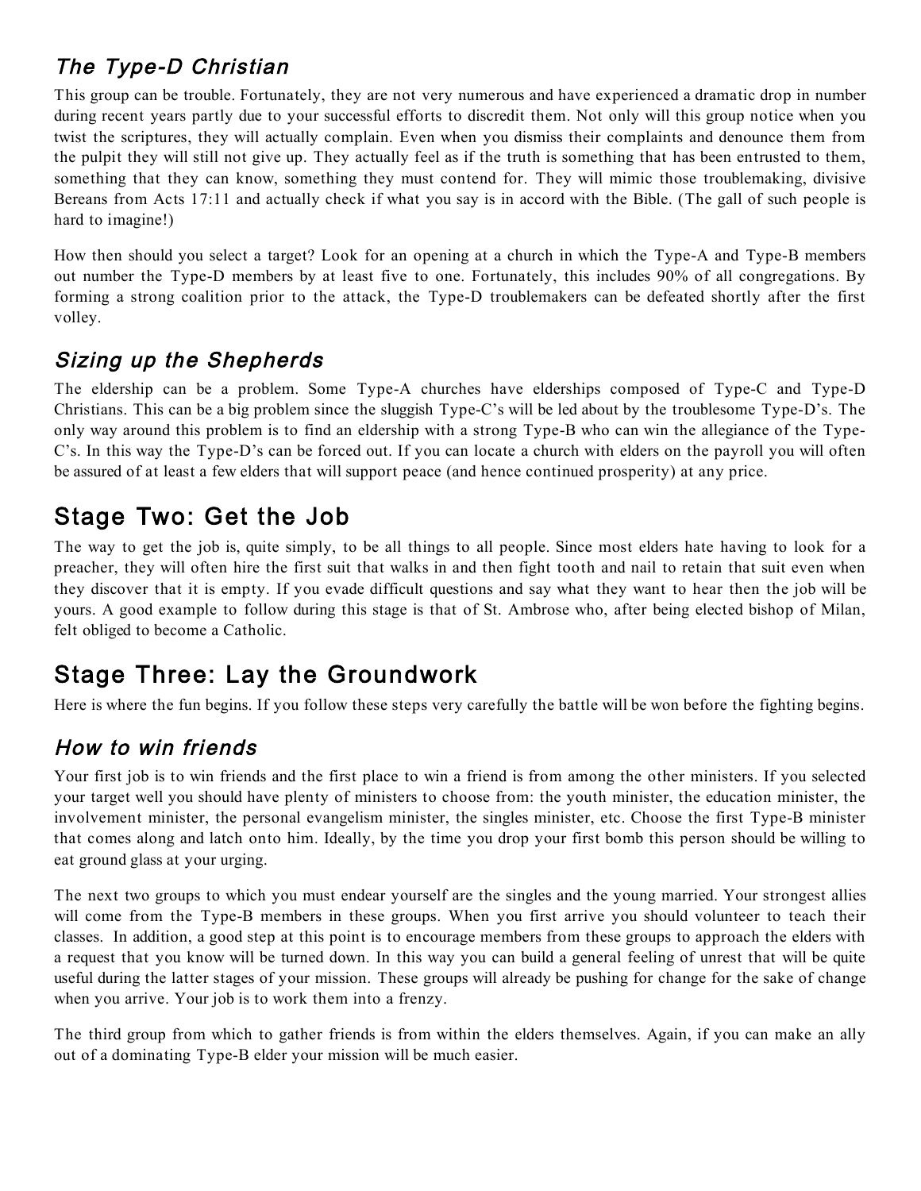### *The Type-D Christian*

This group can be trouble. Fortunately, they are not very numerous and have experienced a dramatic drop in number during recent years partly due to your successful efforts to discredit them. Not only will this group notice when you twist the scriptures, they will actually complain. Even when you dismiss their complaints and denounce them from the pulpit they will still not give up. They actually feel as if the truth is something that has been entrusted to them, something that they can know, something they must contend for. They will mimic those troublemaking, divisive Bereans from Acts 17:11 and actually check if what you say is in accord with the Bible. (The gall of such people is hard to imagine!)

How then should you select a target? Look for an opening at a church in which the Type-A and Type-B members out number the Type-D members by at least five to one. Fortunately, this includes 90% of all congregations. By forming a strong coalition prior to the attack, the Type-D troublemakers can be defeated shortly after the first volley.

### *Sizing up the Shepherds*

The eldership can be a problem. Some Type-A churches have elderships composed of Type-C and Type-D Christians. This can be a big problem since the sluggish Type-C's will be led about by the troublesome Type-D's. The only way around this problem is to find an eldership with a strong Type-B who can win the allegiance of the Type-C's. In this way the Type-D's can be forced out. If you can locate a church with elders on the payroll you will often be assured of at least a few elders that will support peace (and hence continued prosperity) at any price.

## Stage Two: Get the Job

The way to get the job is, quite simply, to be all things to all people. Since most elders hate having to look for a preacher, they will often hire the first suit that walks in and then fight tooth and nail to retain that suit even when they discover that it is empty. If you evade difficult questions and say what they want to hear then the job will be yours. A good example to follow during this stage is that of St. Ambrose who, after being elected bishop of Milan, felt obliged to become a Catholic.

## Stage Three: Lay the Groundwork

Here is where the fun begins. If you follow these steps very carefully the battle will be won before the fighting begins.

### *How to win friends*

Your first job is to win friends and the first place to win a friend is from among the other ministers. If you selected your target well you should have plenty of ministers to choose from: the youth minister, the education minister, the involvement minister, the personal evangelism minister, the singles minister, etc. Choose the first Type-B minister that comes along and latch onto him. Ideally, by the time you drop your first bomb this person should be willing to eat ground glass at your urging.

The next two groups to which you must endear yourself are the singles and the young married. Your strongest allies will come from the Type-B members in these groups. When you first arrive you should volunteer to teach their classes. In addition, a good step at this point is to encourage members from these groups to approach the elders with a request that you know will be turned down. In this way you can build a general feeling of unrest that will be quite useful during the latter stages of your mission. These groups will already be pushing for change for the sake of change when you arrive. Your job is to work them into a frenzy.

The third group from which to gather friends is from within the elders themselves. Again, if you can make an ally out of a dominating Type-B elder your mission will be much easier.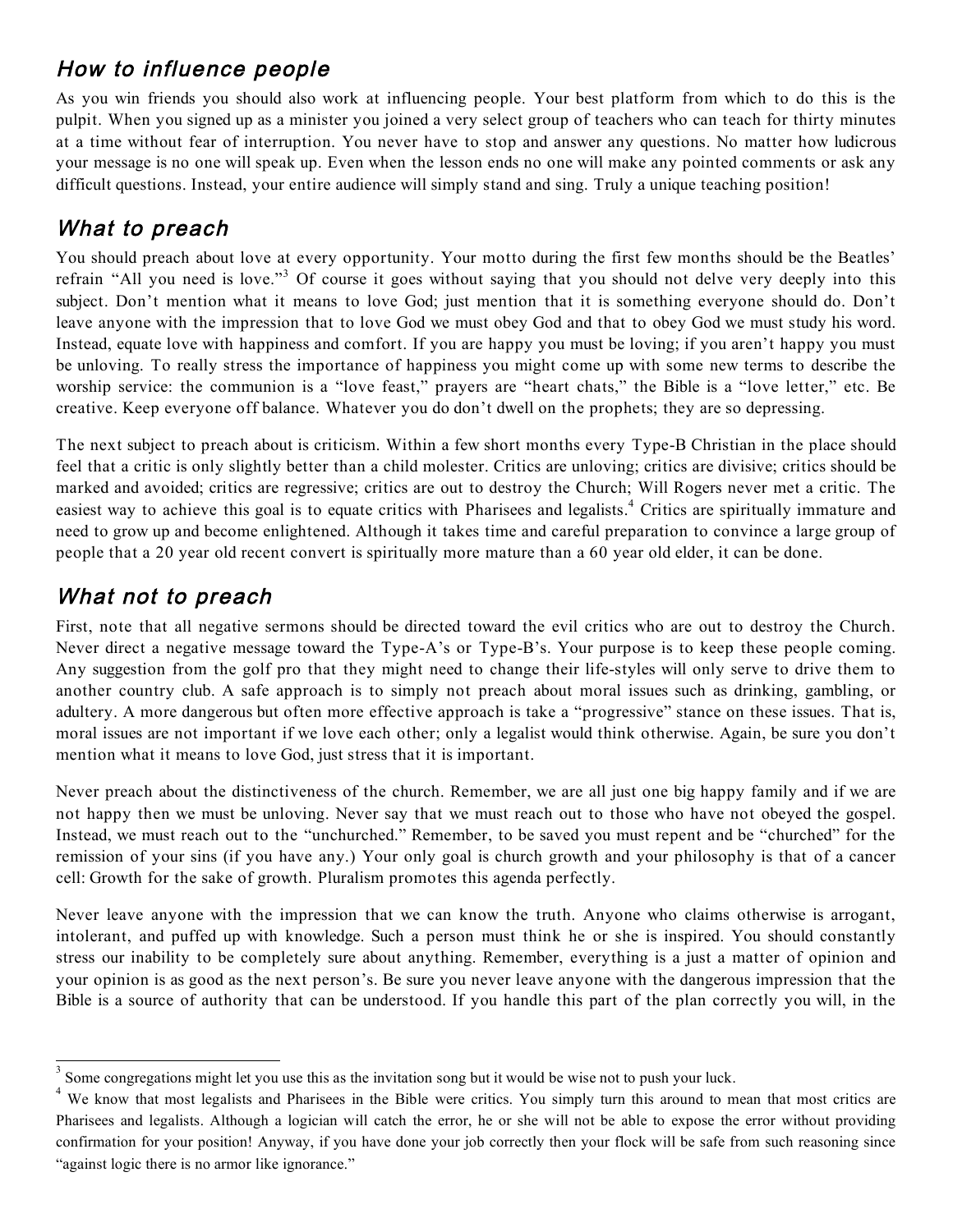## *How to influence people*

As you win friends you should also work at influencing people. Your best platform from which to do this is the pulpit. When you signed up as a minister you joined a very select group of teachers who can teach for thirty minutes at a time without fear of interruption. You never have to stop and answer any questions. No matter how ludicrous your message is no one will speak up. Even when the lesson ends no one will make any pointed comments or ask any difficult questions. Instead, your entire audience will simply stand and sing. Truly a unique teaching position!

## *What to preach*

You should preach about love at every opportunity. Your motto during the first few months should be the Beatles' refrain "All you need is love."[3] Of course it goes without saying that you should not delve very deeply into this subject. Don't mention what it means to love God; just mention that it is something everyone should do. Don't leave anyone with the impression that to love God we must obey God and that to obey God we must study his word. Instead, equate love with happiness and comfort. If you are happy you must be loving; if you aren't happy you must be unloving. To really stress the importance of happiness you might come up with some new terms to describe the worship service: the communion is a "love feast," prayers are "heart chats," the Bible is a "love letter," etc. Be creative. Keep everyone off balance. Whatever you do don't dwell on the prophets; they are so depressing.

The next subject to preach about is criticism. Within a few short months every Type-B Christian in the place should feel that a critic is only slightly better than a child molester. Critics are unloving; critics are divisive; critics should be marked and avoided; critics are regressive; critics are out to destroy the Church; Will Rogers never met a critic. The easiest way to achieve this goal is to equate critics with Pharisees and legalists.[4] Critics are spiritually immature and need to grow up and become enlightened. Although it takes time and careful preparation to convince a large group of people that a 20 year old recent convert is spiritually more mature than a 60 year old elder, it can be done.

## *What not to preach*

First, note that all negative sermons should be directed toward the evil critics who are out to destroy the Church. Never direct a negative message toward the Type-A's or Type-B's. Your purpose is to keep these people coming. Any suggestion from the golf pro that they might need to change their life-styles will only serve to drive them to another country club. A safe approach is to simply not preach about moral issues such as drinking, gambling, or adultery. A more dangerous but often more effective approach is take a "progressive" stance on these issues. That is, moral issues are not important if we love each other; only a legalist would think otherwise. Again, be sure you don't mention what it means to love God, just stress that it is important.

Never preach about the distinctiveness of the church. Remember, we are all just one big happy family and if we are not happy then we must be unloving. Never say that we must reach out to those who have not obeyed the gospel. Instead, we must reach out to the "unchurched." Remember, to be saved you must repent and be "churched" for the remission of your sins (if you have any.) Your only goal is church growth and your philosophy is that of a cancer cell: Growth for the sake of growth. Pluralism promotes this agenda perfectly.

Never leave anyone with the impression that we can know the truth. Anyone who claims otherwise is arrogant, intolerant, and puffed up with knowledge. Such a person must think he or she is inspired. You should constantly stress our inability to be completely sure about anything. Remember, everything is a just a matter of opinion and your opinion is as good as the next person's. Be sure you never leave anyone with the dangerous impression that the Bible is a source of authority that can be understood. If you handle this part of the plan correctly you will, in the

---

[3] Some congregations might let you use this as the invitation song but it would be wise not to push your luck.

[4] We know that most legalists and Pharisees in the Bible were critics. You simply turn this around to mean that most critics are Pharisees and legalists. Although a logician will catch the error, he or she will not be able to expose the error without providing confirmation for your position! Anyway, if you have done your job correctly then your flock will be safe from such reasoning since "against logic there is no armor like ignorance."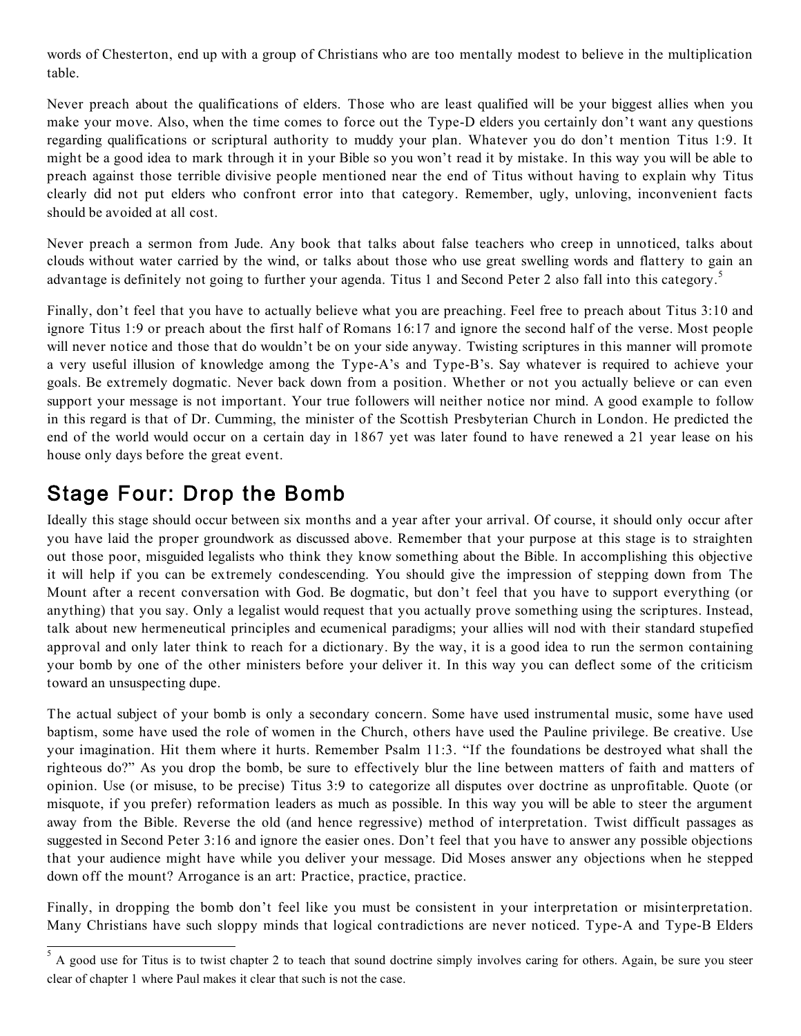words of Chesterton, end up with a group of Christians who are too mentally modest to believe in the multiplication table.

Never preach about the qualifications of elders. Those who are least qualified will be your biggest allies when you make your move. Also, when the time comes to force out the Type-D elders you certainly don't want any questions regarding qualifications or scriptural authority to muddy your plan. Whatever you do don't mention Titus 1:9. It might be a good idea to mark through it in your Bible so you won't read it by mistake. In this way you will be able to preach against those terrible divisive people mentioned near the end of Titus without having to explain why Titus clearly did not put elders who confront error into that category. Remember, ugly, unloving, inconvenient facts should be avoided at all cost.

Never preach a sermon from Jude. Any book that talks about false teachers who creep in unnoticed, talks about clouds without water carried by the wind, or talks about those who use great swelling words and flattery to gain an advantage is definitely not going to further your agenda. Titus 1 and Second Peter 2 also fall into this category.[5]

Finally, don't feel that you have to actually believe what you are preaching. Feel free to preach about Titus 3:10 and ignore Titus 1:9 or preach about the first half of Romans 16:17 and ignore the second half of the verse. Most people will never notice and those that do wouldn't be on your side anyway. Twisting scriptures in this manner will promote a very useful illusion of knowledge among the Type-A's and Type-B's. Say whatever is required to achieve your goals. Be extremely dogmatic. Never back down from a position. Whether or not you actually believe or can even support your message is not important. Your true followers will neither notice nor mind. A good example to follow in this regard is that of Dr. Cumming, the minister of the Scottish Presbyterian Church in London. He predicted the end of the world would occur on a certain day in 1867 yet was later found to have renewed a 21 year lease on his house only days before the great event.

## Stage Four: Drop the Bomb

Ideally this stage should occur between six months and a year after your arrival. Of course, it should only occur after you have laid the proper groundwork as discussed above. Remember that your purpose at this stage is to straighten out those poor, misguided legalists who think they know something about the Bible. In accomplishing this objective it will help if you can be extremely condescending. You should give the impression of stepping down from The Mount after a recent conversation with God. Be dogmatic, but don't feel that you have to support everything (or anything) that you say. Only a legalist would request that you actually prove something using the scriptures. Instead, talk about new hermeneutical principles and ecumenical paradigms; your allies will nod with their standard stupefied approval and only later think to reach for a dictionary. By the way, it is a good idea to run the sermon containing your bomb by one of the other ministers before your deliver it. In this way you can deflect some of the criticism toward an unsuspecting dupe.

The actual subject of your bomb is only a secondary concern. Some have used instrumental music, some have used baptism, some have used the role of women in the Church, others have used the Pauline privilege. Be creative. Use your imagination. Hit them where it hurts. Remember Psalm 11:3. "If the foundations be destroyed what shall the righteous do?" As you drop the bomb, be sure to effectively blur the line between matters of faith and matters of opinion. Use (or misuse, to be precise) Titus 3:9 to categorize all disputes over doctrine as unprofitable. Quote (or misquote, if you prefer) reformation leaders as much as possible. In this way you will be able to steer the argument away from the Bible. Reverse the old (and hence regressive) method of interpretation. Twist difficult passages as suggested in Second Peter 3:16 and ignore the easier ones. Don't feel that you have to answer any possible objections that your audience might have while you deliver your message. Did Moses answer any objections when he stepped down off the mount? Arrogance is an art: Practice, practice, practice.

Finally, in dropping the bomb don't feel like you must be consistent in your interpretation or misinterpretation. Many Christians have such sloppy minds that logical contradictions are never noticed. Type-A and Type-B Elders

[5] A good use for Titus is to twist chapter 2 to teach that sound doctrine simply involves caring for others. Again, be sure you steer clear of chapter 1 where Paul makes it clear that such is not the case.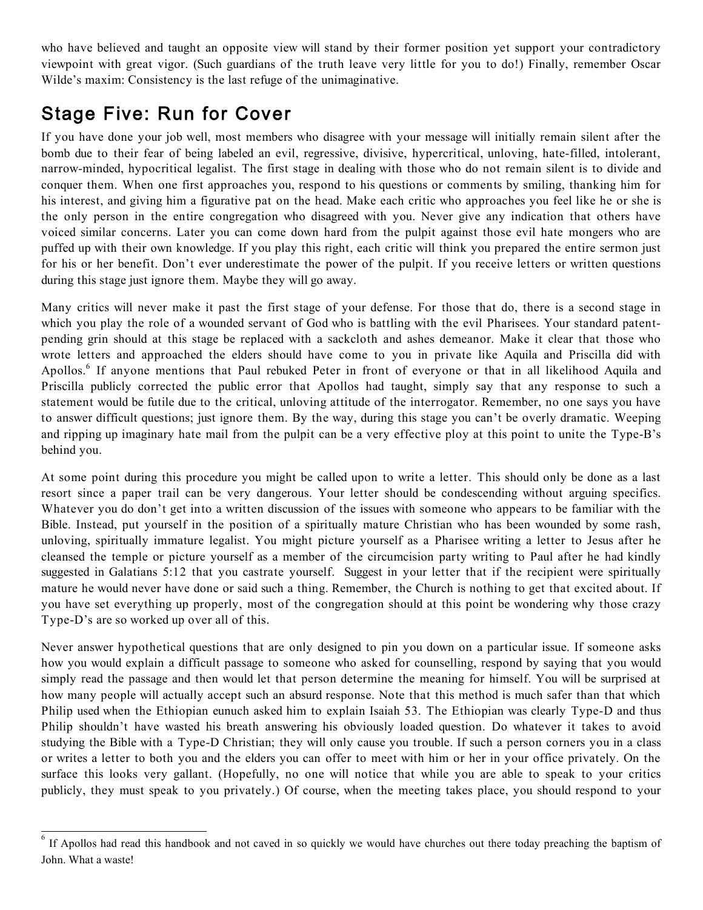who have believed and taught an opposite view will stand by their former position yet support your contradictory viewpoint with great vigor. (Such guardians of the truth leave very little for you to do!) Finally, remember Oscar Wilde's maxim: Consistency is the last refuge of the unimaginative.

## Stage Five: Run for Cover

If you have done your job well, most members who disagree with your message will initially remain silent after the bomb due to their fear of being labeled an evil, regressive, divisive, hypercritical, unloving, hate-filled, intolerant, narrow-minded, hypocritical legalist. The first stage in dealing with those who do not remain silent is to divide and conquer them. When one first approaches you, respond to his questions or comments by smiling, thanking him for his interest, and giving him a figurative pat on the head. Make each critic who approaches you feel like he or she is the only person in the entire congregation who disagreed with you. Never give any indication that others have voiced similar concerns. Later you can come down hard from the pulpit against those evil hate mongers who are puffed up with their own knowledge. If you play this right, each critic will think you prepared the entire sermon just for his or her benefit. Don't ever underestimate the power of the pulpit. If you receive letters or written questions during this stage just ignore them. Maybe they will go away.

Many critics will never make it past the first stage of your defense. For those that do, there is a second stage in which you play the role of a wounded servant of God who is battling with the evil Pharisees. Your standard patent-pending grin should at this stage be replaced with a sackcloth and ashes demeanor. Make it clear that those who wrote letters and approached the elders should have come to you in private like Aquila and Priscilla did with Apollos.[6] If anyone mentions that Paul rebuked Peter in front of everyone or that in all likelihood Aquila and Priscilla publicly corrected the public error that Apollos had taught, simply say that any response to such a statement would be futile due to the critical, unloving attitude of the interrogator. Remember, no one says you have to answer difficult questions; just ignore them. By the way, during this stage you can't be overly dramatic. Weeping and ripping up imaginary hate mail from the pulpit can be a very effective ploy at this point to unite the Type-B's behind you.

At some point during this procedure you might be called upon to write a letter. This should only be done as a last resort since a paper trail can be very dangerous. Your letter should be condescending without arguing specifics. Whatever you do don't get into a written discussion of the issues with someone who appears to be familiar with the Bible. Instead, put yourself in the position of a spiritually mature Christian who has been wounded by some rash, unloving, spiritually immature legalist. You might picture yourself as a Pharisee writing a letter to Jesus after he cleansed the temple or picture yourself as a member of the circumcision party writing to Paul after he had kindly suggested in Galatians 5:12 that you castrate yourself. Suggest in your letter that if the recipient were spiritually mature he would never have done or said such a thing. Remember, the Church is nothing to get that excited about. If you have set everything up properly, most of the congregation should at this point be wondering why those crazy Type-D's are so worked up over all of this.

Never answer hypothetical questions that are only designed to pin you down on a particular issue. If someone asks how you would explain a difficult passage to someone who asked for counselling, respond by saying that you would simply read the passage and then would let that person determine the meaning for himself. You will be surprised at how many people will actually accept such an absurd response. Note that this method is much safer than that which Philip used when the Ethiopian eunuch asked him to explain Isaiah 53. The Ethiopian was clearly Type-D and thus Philip shouldn't have wasted his breath answering his obviously loaded question. Do whatever it takes to avoid studying the Bible with a Type-D Christian; they will only cause you trouble. If such a person corners you in a class or writes a letter to both you and the elders you can offer to meet with him or her in your office privately. On the surface this looks very gallant. (Hopefully, no one will notice that while you are able to speak to your critics publicly, they must speak to you privately.) Of course, when the meeting takes place, you should respond to your

---

[6] If Apollos had read this handbook and not caved in so quickly we would have churches out there today preaching the baptism of John. What a waste!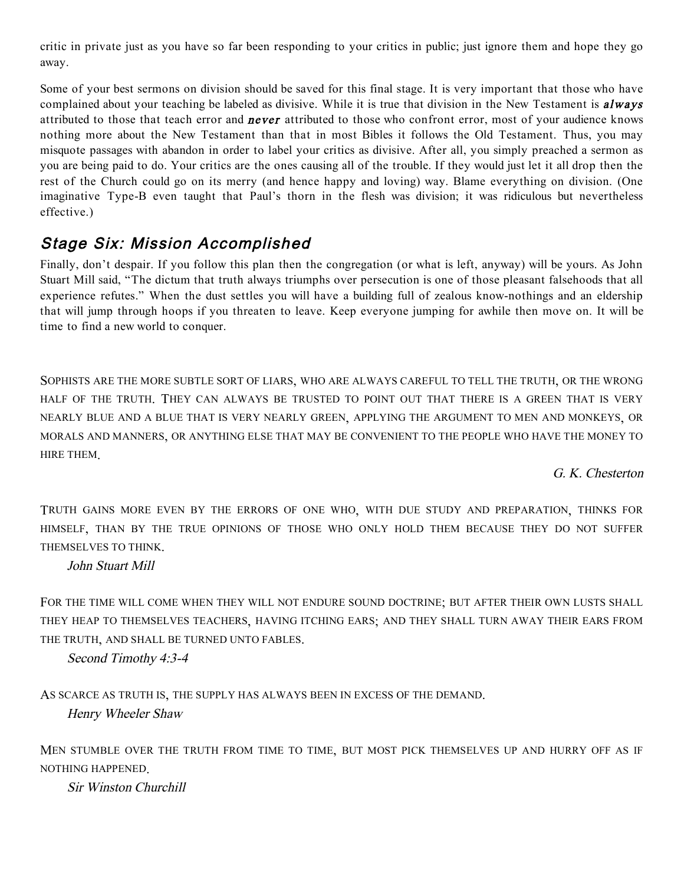critic in private just as you have so far been responding to your critics in public; just ignore them and hope they go away.

Some of your best sermons on division should be saved for this final stage. It is very important that those who have complained about your teaching be labeled as divisive. While it is true that division in the New Testament is ***always*** attributed to those that teach error and ***never*** attributed to those who confront error, most of your audience knows nothing more about the New Testament than that in most Bibles it follows the Old Testament. Thus, you may misquote passages with abandon in order to label your critics as divisive. After all, you simply preached a sermon as you are being paid to do. Your critics are the ones causing all of the trouble. If they would just let it all drop then the rest of the Church could go on its merry (and hence happy and loving) way. Blame everything on division. (One imaginative Type-B even taught that Paul's thorn in the flesh was division; it was ridiculous but nevertheless effective.)

## *Stage Six: Mission Accomplished*

Finally, don't despair. If you follow this plan then the congregation (or what is left, anyway) will be yours. As John Stuart Mill said, "The dictum that truth always triumphs over persecution is one of those pleasant falsehoods that all experience refutes." When the dust settles you will have a building full of zealous know-nothings and an eldership that will jump through hoops if you threaten to leave. Keep everyone jumping for awhile then move on. It will be time to find a new world to conquer.

SOPHISTS ARE THE MORE SUBTLE SORT OF LIARS, WHO ARE ALWAYS CAREFUL TO TELL THE TRUTH, OR THE WRONG HALF OF THE TRUTH. THEY CAN ALWAYS BE TRUSTED TO POINT OUT THAT THERE IS A GREEN THAT IS VERY NEARLY BLUE AND A BLUE THAT IS VERY NEARLY GREEN, APPLYING THE ARGUMENT TO MEN AND MONKEYS, OR MORALS AND MANNERS, OR ANYTHING ELSE THAT MAY BE CONVENIENT TO THE PEOPLE WHO HAVE THE MONEY TO HIRE THEM.

*G. K. Chesterton*

TRUTH GAINS MORE EVEN BY THE ERRORS OF ONE WHO, WITH DUE STUDY AND PREPARATION, THINKS FOR HIMSELF, THAN BY THE TRUE OPINIONS OF THOSE WHO ONLY HOLD THEM BECAUSE THEY DO NOT SUFFER THEMSELVES TO THINK.

*John Stuart Mill*

FOR THE TIME WILL COME WHEN THEY WILL NOT ENDURE SOUND DOCTRINE; BUT AFTER THEIR OWN LUSTS SHALL THEY HEAP TO THEMSELVES TEACHERS, HAVING ITCHING EARS; AND THEY SHALL TURN AWAY THEIR EARS FROM THE TRUTH, AND SHALL BE TURNED UNTO FABLES.

*Second Timothy 4:3-4*

AS SCARCE AS TRUTH IS, THE SUPPLY HAS ALWAYS BEEN IN EXCESS OF THE DEMAND.

*Henry Wheeler Shaw*

MEN STUMBLE OVER THE TRUTH FROM TIME TO TIME, BUT MOST PICK THEMSELVES UP AND HURRY OFF AS IF NOTHING HAPPENED.

*Sir Winston Churchill*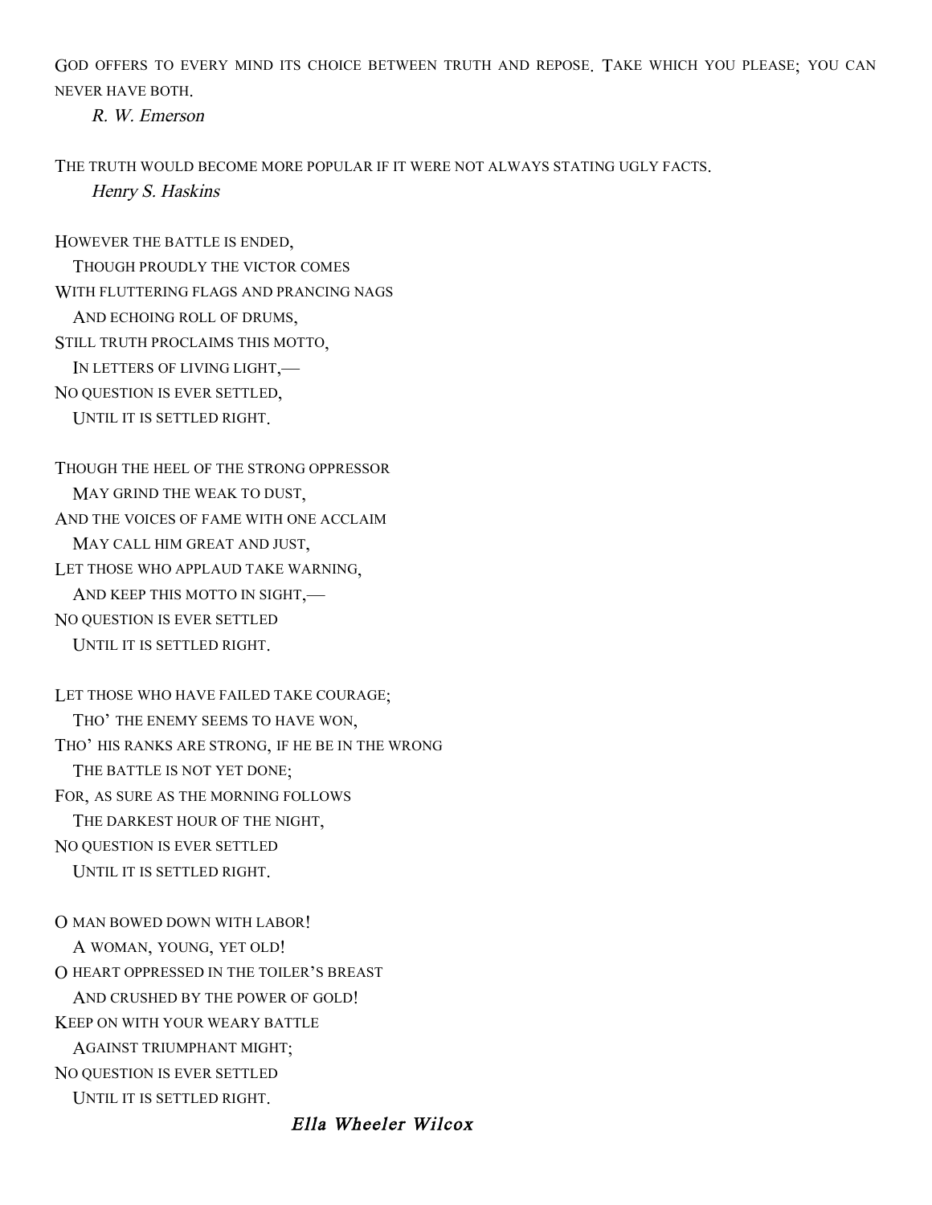GOD OFFERS TO EVERY MIND ITS CHOICE BETWEEN TRUTH AND REPOSE. TAKE WHICH YOU PLEASE; YOU CAN NEVER HAVE BOTH.

*R. W. Emerson*

THE TRUTH WOULD BECOME MORE POPULAR IF IT WERE NOT ALWAYS STATING UGLY FACTS.

*Henry S. Haskins*

HOWEVER THE BATTLE IS ENDED,  
THOUGH PROUDLY THE VICTOR COMES  
WITH FLUTTERING FLAGS AND PRANCING NAGS  
AND ECHOING ROLL OF DRUMS,  
STILL TRUTH PROCLAIMS THIS MOTTO,  
IN LETTERS OF LIVING LIGHT,—  
NO QUESTION IS EVER SETTLED,  
UNTIL IT IS SETTLED RIGHT.

THOUGH THE HEEL OF THE STRONG OPPRESSOR  
MAY GRIND THE WEAK TO DUST,  
AND THE VOICES OF FAME WITH ONE ACCLAIM  
MAY CALL HIM GREAT AND JUST,  
LET THOSE WHO APPLAUD TAKE WARNING,  
AND KEEP THIS MOTTO IN SIGHT,—  
NO QUESTION IS EVER SETTLED  
UNTIL IT IS SETTLED RIGHT.

LET THOSE WHO HAVE FAILED TAKE COURAGE;  
THO' THE ENEMY SEEMS TO HAVE WON,  
THO' HIS RANKS ARE STRONG, IF HE BE IN THE WRONG  
THE BATTLE IS NOT YET DONE;  
FOR, AS SURE AS THE MORNING FOLLOWS  
THE DARKEST HOUR OF THE NIGHT,  
NO QUESTION IS EVER SETTLED  
UNTIL IT IS SETTLED RIGHT.

O MAN BOWED DOWN WITH LABOR!  
A WOMAN, YOUNG, YET OLD!  
O HEART OPPRESSED IN THE TOILER'S BREAST  
AND CRUSHED BY THE POWER OF GOLD!  
KEEP ON WITH YOUR WEARY BATTLE  
AGAINST TRIUMPHANT MIGHT;  
NO QUESTION IS EVER SETTLED  
UNTIL IT IS SETTLED RIGHT.

*Ella Wheeler Wilcox*